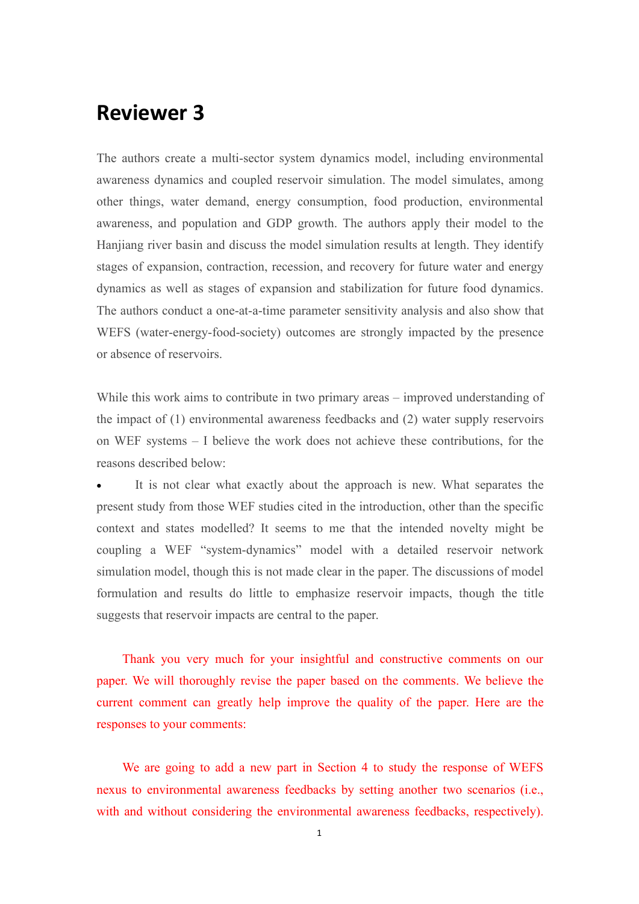# Reviewer 3

The authors create a multi-sector system dynamics model, including environmental awareness dynamics and coupled reservoir simulation. The model simulates, among other things, water demand, energy consumption, food production, environmental awareness, and population and GDP growth. The authors apply their model to the Hanjiang river basin and discuss the model simulation results at length. They identify stages of expansion, contraction, recession, and recovery for future water and energy dynamics as well as stages of expansion and stabilization for future food dynamics. The authors conduct a one-at-a-time parameter sensitivity analysis and also show that WEFS (water-energy-food-society) outcomes are strongly impacted by the presence or absence of reservoirs.

While this work aims to contribute in two primary areas – improved understanding of the impact of (1) environmental awareness feedbacks and (2) water supply reservoirs on WEF systems – I believe the work does not achieve these contributions, for the reasons described below:

- It is not clear what exactly about the approach is new. What separates the present study from those WEF studies cited in the introduction, other than the specific context and states modelled? It seems to me that the intended novelty might be coupling a WEF "system-dynamics" model with a detailed reservoir network simulation model, though this is not made clear in the paper. The discussions of model formulation and results do little to emphasize reservoir impacts, though the title suggests that reservoir impacts are central to the paper.

Thank you very much for your insightful and constructive comments on our paper. We will thoroughly revise the paper based on the comments. We believe the current comment can greatly help improve the quality of the paper. Here are the responses to your comments:

We are going to add a new part in Section 4 to study the response of WEFS nexus to environmental awareness feedbacks by setting another two scenarios (i.e., with and without considering the environmental awareness feedbacks, respectively).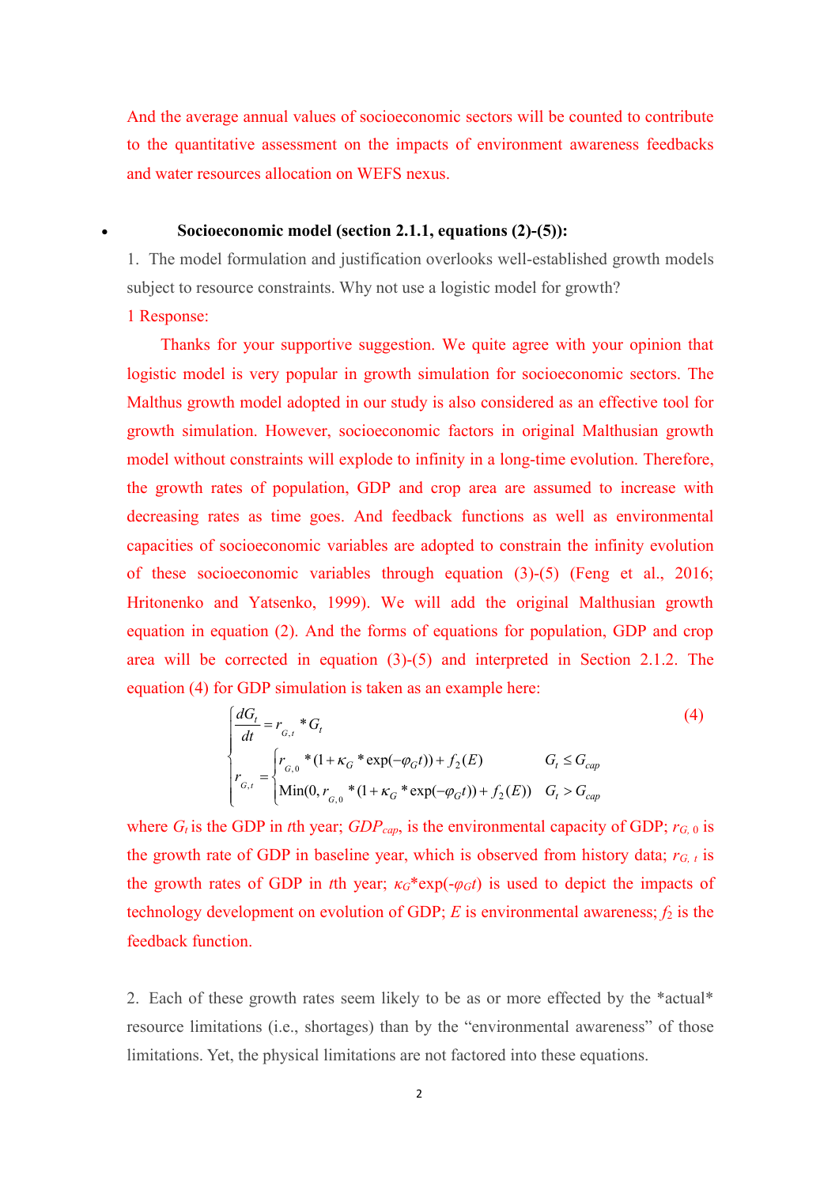And the average annual values of socioeconomic sectors will be counted to contribute to the quantitative assessment on the impacts of environment awareness feedbacks and water resources allocation on WEFS nexus.

- **Socioeconomic model (section 2.1.1, equations (2)-(5)):**

1. The model formulation and justification overlooks well-established growth models subject to resource constraints. Why not use a logistic model for growth?

1 Response:

Thanks for your supportive suggestion. We quite agree with your opinion that logistic model is very popular in growth simulation for socioeconomic sectors. The Malthus growth model adopted in our study is also considered as an effective tool for growth simulation. However, socioeconomic factors in original Malthusian growth model without constraints will explode to infinity in a long-time evolution. Therefore, the growth rates of population, GDP and crop area are assumed to increase with decreasing rates as time goes. And feedback functions as well as environmental capacities of socioeconomic variables are adopted to constrain the infinity evolution of these socioeconomic variables through equation (3)-(5) (Feng et al., 2016; Hritonenko and Yatsenko, 1999). We will add the original Malthusian growth equation in equation (2). And the forms of equations for population, GDP and crop area will be corrected in equation (3)-(5) and interpreted in Section 2.1.2. The equation (4) for GDP simulation is taken as an example here:

$$
\begin{cases}
\dfrac{dG_t}{dt} = r_{G,t} * G_t \\
r_{G,t} = \begin{cases} r_{G,0} * (1 + \kappa_G * \exp(-\varphi_G t)) + f_2(E) & G_t \le G_{cap} \\ \text{Min}(0, r_{G,0} * (1 + \kappa_G * \exp(-\varphi_G t)) + f_2(E)) & G_t > G_{cap} \end{cases}
\end{cases}
\tag{4}
$$

where $G_t$ is the GDP in $t$th year; $GDP_{cap}$, is the environmental capacity of GDP; $r_{G,0}$ is the growth rate of GDP in baseline year, which is observed from history data; $r_{G,t}$ is the growth rates of GDP in $t$th year; $\kappa_G$*exp($-\varphi_G t$) is used to depict the impacts of technology development on evolution of GDP; $E$ is environmental awareness; $f_2$ is the feedback function.

2. Each of these growth rates seem likely to be as or more effected by the *actual* resource limitations (i.e., shortages) than by the "environmental awareness" of those limitations. Yet, the physical limitations are not factored into these equations.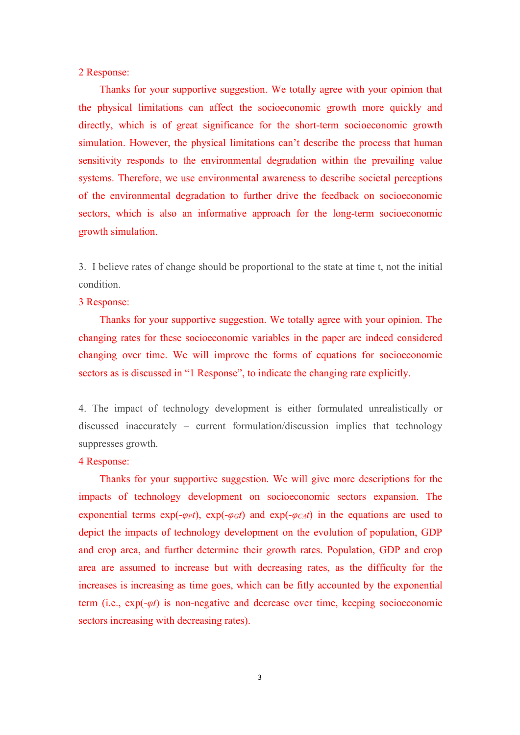2 Response:

Thanks for your supportive suggestion. We totally agree with your opinion that the physical limitations can affect the socioeconomic growth more quickly and directly, which is of great significance for the short-term socioeconomic growth simulation. However, the physical limitations can't describe the process that human sensitivity responds to the environmental degradation within the prevailing value systems. Therefore, we use environmental awareness to describe societal perceptions of the environmental degradation to further drive the feedback on socioeconomic sectors, which is also an informative approach for the long-term socioeconomic growth simulation.

3. I believe rates of change should be proportional to the state at time t, not the initial condition.

3 Response:

Thanks for your supportive suggestion. We totally agree with your opinion. The changing rates for these socioeconomic variables in the paper are indeed considered changing over time. We will improve the forms of equations for socioeconomic sectors as is discussed in "1 Response", to indicate the changing rate explicitly.

4. The impact of technology development is either formulated unrealistically or discussed inaccurately – current formulation/discussion implies that technology suppresses growth.

4 Response:

Thanks for your supportive suggestion. We will give more descriptions for the impacts of technology development on socioeconomic sectors expansion. The exponential terms $\exp(-\varphi_P t)$, $\exp(-\varphi_G t)$ and $\exp(-\varphi_{CA} t)$ in the equations are used to depict the impacts of technology development on the evolution of population, GDP and crop area, and further determine their growth rates. Population, GDP and crop area are assumed to increase but with decreasing rates, as the difficulty for the increases is increasing as time goes, which can be fitly accounted by the exponential term (i.e., $\exp(-\varphi t)$ is non-negative and decrease over time, keeping socioeconomic sectors increasing with decreasing rates).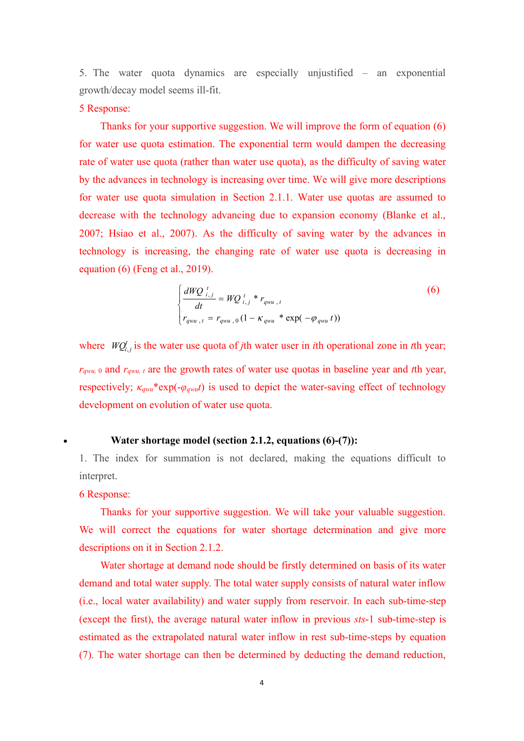5. The water quota dynamics are especially unjustified – an exponential growth/decay model seems ill-fit.

5 Response:

Thanks for your supportive suggestion. We will improve the form of equation (6) for water use quota estimation. The exponential term would dampen the decreasing rate of water use quota (rather than water use quota), as the difficulty of saving water by the advances in technology is increasing over time. We will give more descriptions for water use quota simulation in Section 2.1.1. Water use quotas are assumed to decrease with the technology advancing due to expansion economy (Blanke et al., 2007; Hsiao et al., 2007). As the difficulty of saving water by the advances in technology is increasing, the changing rate of water use quota is decreasing in equation (6) (Feng et al., 2019).

$$\begin{cases} \dfrac{dWQ_{i,j}^{t}}{dt} = WQ_{i,j}^{t} * r_{qwu,t} \\ r_{qwu,t} = r_{qwu,0}(1-\kappa_{qwu} * \exp(-\varphi_{qwu}t)) \end{cases} \tag{6}$$

where $WQ_{i,j}^{t}$ is the water use quota of $j$th water user in $i$th operational zone in $t$th year; $r_{qwu,0}$ and $r_{qwu,t}$ are the growth rates of water use quotas in baseline year and $t$th year, respectively; $\kappa_{qwu}$*exp($-\varphi_{qwu}t$) is used to depict the water-saving effect of technology development on evolution of water use quota.

- **Water shortage model (section 2.1.2, equations (6)-(7)):**

1. The index for summation is not declared, making the equations difficult to interpret.

6 Response:

Thanks for your supportive suggestion. We will take your valuable suggestion. We will correct the equations for water shortage determination and give more descriptions on it in Section 2.1.2.

Water shortage at demand node should be firstly determined on basis of its water demand and total water supply. The total water supply consists of natural water inflow (i.e., local water availability) and water supply from reservoir. In each sub-time-step (except the first), the average natural water inflow in previous *sts*-1 sub-time-step is estimated as the extrapolated natural water inflow in rest sub-time-steps by equation (7). The water shortage can then be determined by deducting the demand reduction,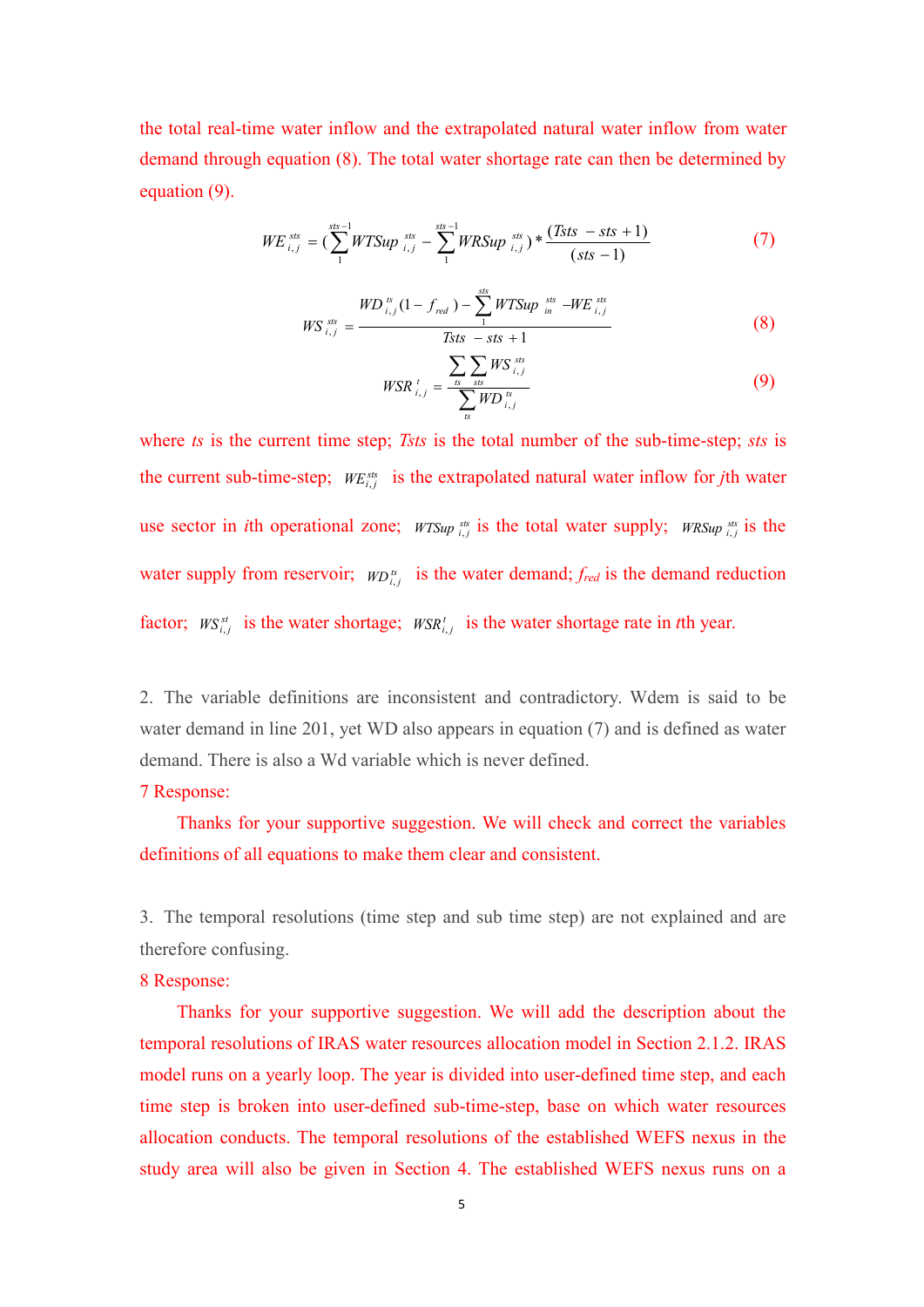the total real-time water inflow and the extrapolated natural water inflow from water demand through equation (8). The total water shortage rate can then be determined by equation (9).

$$WE_{i,j}^{sts} = \left(\sum_{1}^{sts-1} WTSup_{i,j}^{sts} - \sum_{1}^{sts-1} WRSup_{i,j}^{sts}\right) * \frac{(Tsts - sts + 1)}{(sts - 1)} \tag{7}$$

$$WS_{i,j}^{sts} = \frac{WD_{i,j}^{ts}(1 - f_{red}) - \sum_{1}^{sts} WTSup_{in}^{sts} - WE_{i,j}^{sts}}{Tsts - sts + 1} \tag{8}$$

$$WSR_{i,j}^{t} = \frac{\sum_{ts}\sum_{sts} WS_{i,j}^{sts}}{\sum_{ts} WD_{i,j}^{ts}} \tag{9}$$

where $ts$ is the current time step; $Tsts$ is the total number of the sub-time-step; $sts$ is the current sub-time-step; $WE_{i,j}^{sts}$ is the extrapolated natural water inflow for $j$th water use sector in $i$th operational zone; $WTSup_{i,j}^{sts}$ is the total water supply; $WRSup_{i,j}^{sts}$ is the water supply from reservoir; $WD_{i,j}^{ts}$ is the water demand; $f_{red}$ is the demand reduction factor; $WS_{i,j}^{st}$ is the water shortage; $WSR_{i,j}^{t}$ is the water shortage rate in $t$th year.

2. The variable definitions are inconsistent and contradictory. Wdem is said to be water demand in line 201, yet WD also appears in equation (7) and is defined as water demand. There is also a Wd variable which is never defined.

7 Response:

Thanks for your supportive suggestion. We will check and correct the variables definitions of all equations to make them clear and consistent.

3. The temporal resolutions (time step and sub time step) are not explained and are therefore confusing.

8 Response:

Thanks for your supportive suggestion. We will add the description about the temporal resolutions of IRAS water resources allocation model in Section 2.1.2. IRAS model runs on a yearly loop. The year is divided into user-defined time step, and each time step is broken into user-defined sub-time-step, base on which water resources allocation conducts. The temporal resolutions of the established WEFS nexus in the study area will also be given in Section 4. The established WEFS nexus runs on a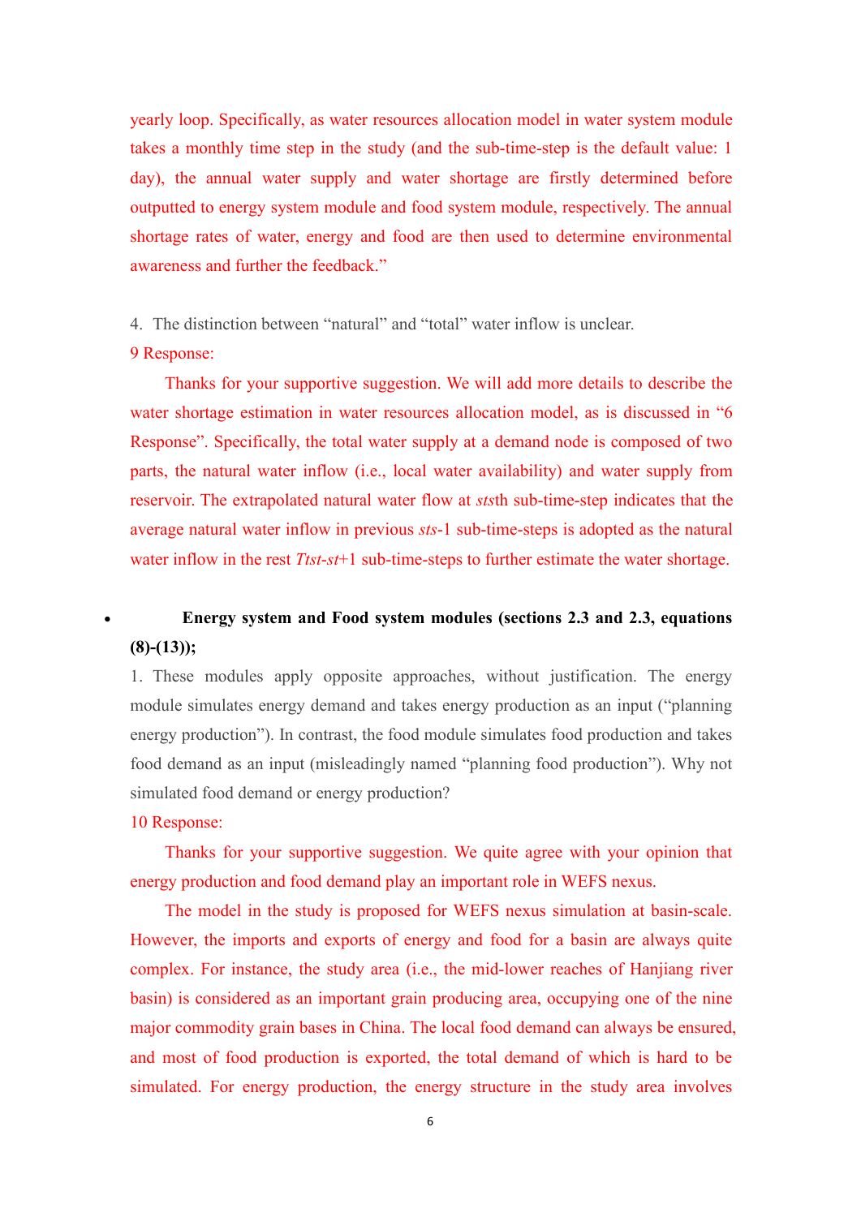yearly loop. Specifically, as water resources allocation model in water system module takes a monthly time step in the study (and the sub-time-step is the default value: 1 day), the annual water supply and water shortage are firstly determined before outputted to energy system module and food system module, respectively. The annual shortage rates of water, energy and food are then used to determine environmental awareness and further the feedback."

4. The distinction between "natural" and "total" water inflow is unclear.

9 Response:

Thanks for your supportive suggestion. We will add more details to describe the water shortage estimation in water resources allocation model, as is discussed in "6 Response". Specifically, the total water supply at a demand node is composed of two parts, the natural water inflow (i.e., local water availability) and water supply from reservoir. The extrapolated natural water flow at *sts*th sub-time-step indicates that the average natural water inflow in previous *sts*-1 sub-time-steps is adopted as the natural water inflow in the rest *Ttst*-*st*+1 sub-time-steps to further estimate the water shortage.

- **Energy system and Food system modules (sections 2.3 and 2.3, equations (8)-(13));**

1. These modules apply opposite approaches, without justification. The energy module simulates energy demand and takes energy production as an input ("planning energy production"). In contrast, the food module simulates food production and takes food demand as an input (misleadingly named "planning food production"). Why not simulated food demand or energy production?

10 Response:

Thanks for your supportive suggestion. We quite agree with your opinion that energy production and food demand play an important role in WEFS nexus.

The model in the study is proposed for WEFS nexus simulation at basin-scale. However, the imports and exports of energy and food for a basin are always quite complex. For instance, the study area (i.e., the mid-lower reaches of Hanjiang river basin) is considered as an important grain producing area, occupying one of the nine major commodity grain bases in China. The local food demand can always be ensured, and most of food production is exported, the total demand of which is hard to be simulated. For energy production, the energy structure in the study area involves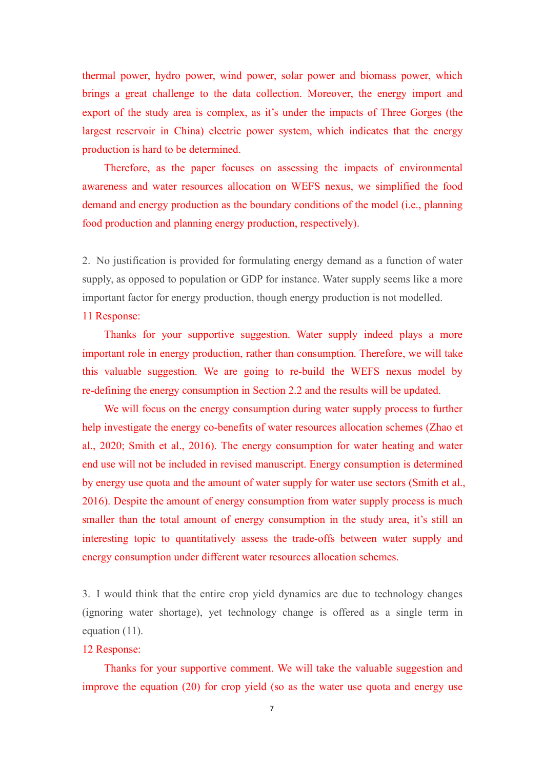thermal power, hydro power, wind power, solar power and biomass power, which brings a great challenge to the data collection. Moreover, the energy import and export of the study area is complex, as it's under the impacts of Three Gorges (the largest reservoir in China) electric power system, which indicates that the energy production is hard to be determined.

Therefore, as the paper focuses on assessing the impacts of environmental awareness and water resources allocation on WEFS nexus, we simplified the food demand and energy production as the boundary conditions of the model (i.e., planning food production and planning energy production, respectively).

2. No justification is provided for formulating energy demand as a function of water supply, as opposed to population or GDP for instance. Water supply seems like a more important factor for energy production, though energy production is not modelled.

11 Response:

Thanks for your supportive suggestion. Water supply indeed plays a more important role in energy production, rather than consumption. Therefore, we will take this valuable suggestion. We are going to re-build the WEFS nexus model by re-defining the energy consumption in Section 2.2 and the results will be updated.

We will focus on the energy consumption during water supply process to further help investigate the energy co-benefits of water resources allocation schemes (Zhao et al., 2020; Smith et al., 2016). The energy consumption for water heating and water end use will not be included in revised manuscript. Energy consumption is determined by energy use quota and the amount of water supply for water use sectors (Smith et al., 2016). Despite the amount of energy consumption from water supply process is much smaller than the total amount of energy consumption in the study area, it's still an interesting topic to quantitatively assess the trade-offs between water supply and energy consumption under different water resources allocation schemes.

3. I would think that the entire crop yield dynamics are due to technology changes (ignoring water shortage), yet technology change is offered as a single term in equation (11).

12 Response:

Thanks for your supportive comment. We will take the valuable suggestion and improve the equation (20) for crop yield (so as the water use quota and energy use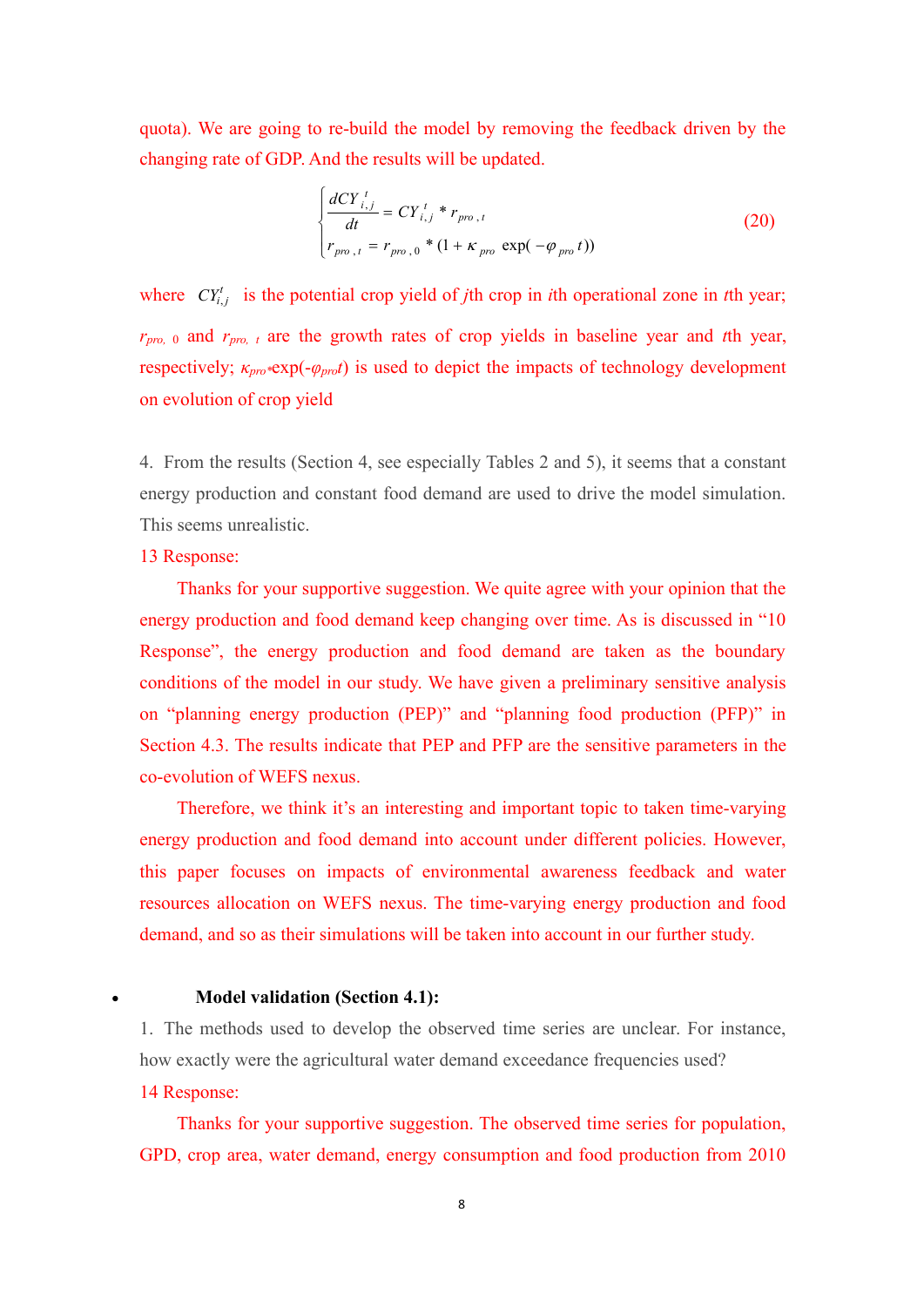quota). We are going to re-build the model by removing the feedback driven by the changing rate of GDP. And the results will be updated.

$$\begin{cases} \dfrac{dCY_{i,j}^{t}}{dt} = CY_{i,j}^{t} * r_{pro,t} \\ r_{pro,t} = r_{pro,0} * (1 + \kappa_{pro} \exp(-\varphi_{pro} t)) \end{cases} \tag{20}$$

where $CY_{i,j}^{t}$ is the potential crop yield of $j$th crop in $i$th operational zone in $t$th year; $r_{pro,0}$ and $r_{pro,t}$ are the growth rates of crop yields in baseline year and $t$th year, respectively; $\kappa_{pro}*\exp(-\varphi_{pro}t)$ is used to depict the impacts of technology development on evolution of crop yield

4. From the results (Section 4, see especially Tables 2 and 5), it seems that a constant energy production and constant food demand are used to drive the model simulation. This seems unrealistic.

13 Response:

Thanks for your supportive suggestion. We quite agree with your opinion that the energy production and food demand keep changing over time. As is discussed in "10 Response", the energy production and food demand are taken as the boundary conditions of the model in our study. We have given a preliminary sensitive analysis on "planning energy production (PEP)" and "planning food production (PFP)" in Section 4.3. The results indicate that PEP and PFP are the sensitive parameters in the co-evolution of WEFS nexus.

Therefore, we think it's an interesting and important topic to taken time-varying energy production and food demand into account under different policies. However, this paper focuses on impacts of environmental awareness feedback and water resources allocation on WEFS nexus. The time-varying energy production and food demand, and so as their simulations will be taken into account in our further study.

- **Model validation (Section 4.1):**

1. The methods used to develop the observed time series are unclear. For instance, how exactly were the agricultural water demand exceedance frequencies used?

14 Response:

Thanks for your supportive suggestion. The observed time series for population, GPD, crop area, water demand, energy consumption and food production from 2010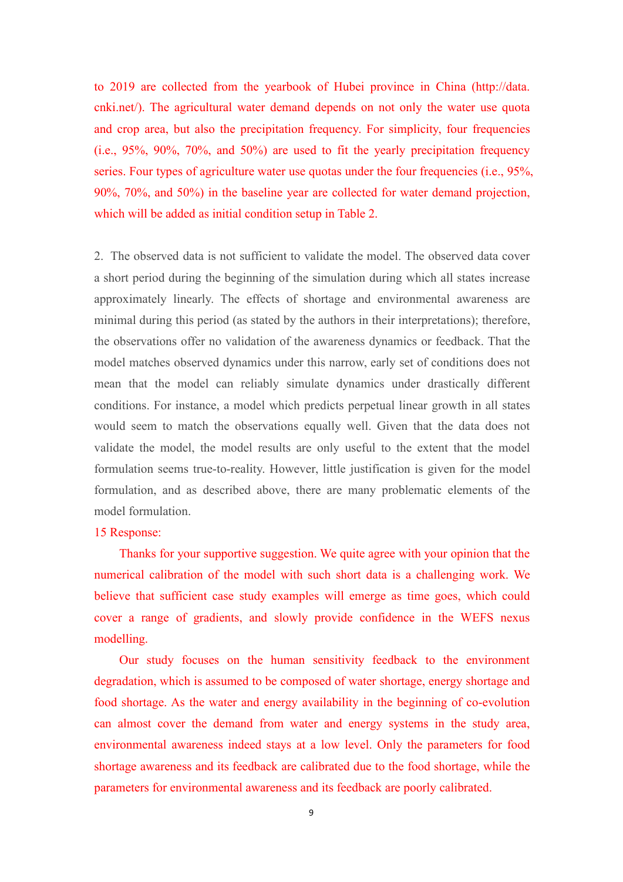to 2019 are collected from the yearbook of Hubei province in China (http://data.cnki.net/). The agricultural water demand depends on not only the water use quota and crop area, but also the precipitation frequency. For simplicity, four frequencies (i.e., 95%, 90%, 70%, and 50%) are used to fit the yearly precipitation frequency series. Four types of agriculture water use quotas under the four frequencies (i.e., 95%, 90%, 70%, and 50%) in the baseline year are collected for water demand projection, which will be added as initial condition setup in Table 2.

2. The observed data is not sufficient to validate the model. The observed data cover a short period during the beginning of the simulation during which all states increase approximately linearly. The effects of shortage and environmental awareness are minimal during this period (as stated by the authors in their interpretations); therefore, the observations offer no validation of the awareness dynamics or feedback. That the model matches observed dynamics under this narrow, early set of conditions does not mean that the model can reliably simulate dynamics under drastically different conditions. For instance, a model which predicts perpetual linear growth in all states would seem to match the observations equally well. Given that the data does not validate the model, the model results are only useful to the extent that the model formulation seems true-to-reality. However, little justification is given for the model formulation, and as described above, there are many problematic elements of the model formulation.

15 Response:

Thanks for your supportive suggestion. We quite agree with your opinion that the numerical calibration of the model with such short data is a challenging work. We believe that sufficient case study examples will emerge as time goes, which could cover a range of gradients, and slowly provide confidence in the WEFS nexus modelling.

Our study focuses on the human sensitivity feedback to the environment degradation, which is assumed to be composed of water shortage, energy shortage and food shortage. As the water and energy availability in the beginning of co-evolution can almost cover the demand from water and energy systems in the study area, environmental awareness indeed stays at a low level. Only the parameters for food shortage awareness and its feedback are calibrated due to the food shortage, while the parameters for environmental awareness and its feedback are poorly calibrated.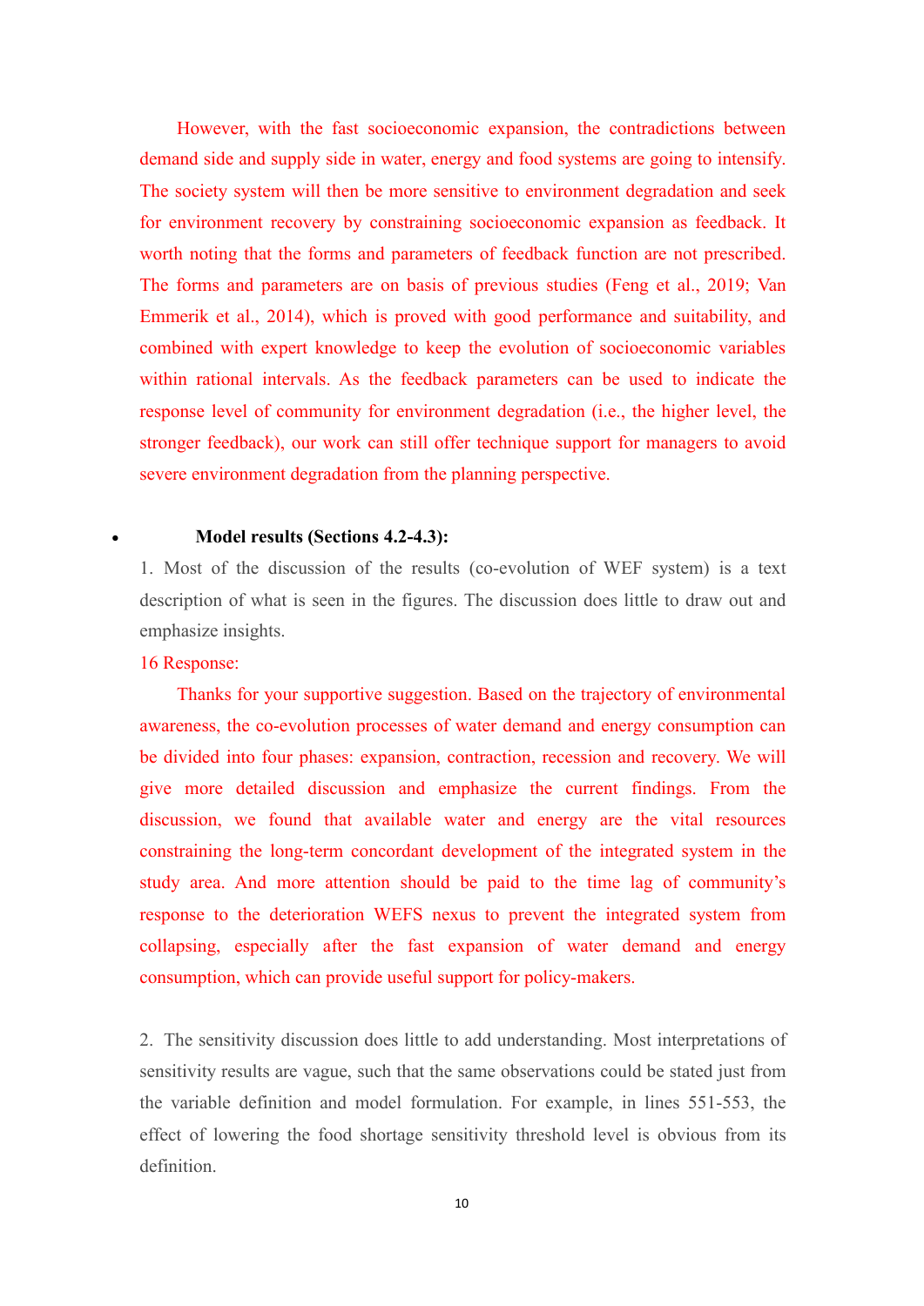However, with the fast socioeconomic expansion, the contradictions between demand side and supply side in water, energy and food systems are going to intensify. The society system will then be more sensitive to environment degradation and seek for environment recovery by constraining socioeconomic expansion as feedback. It worth noting that the forms and parameters of feedback function are not prescribed. The forms and parameters are on basis of previous studies (Feng et al., 2019; Van Emmerik et al., 2014), which is proved with good performance and suitability, and combined with expert knowledge to keep the evolution of socioeconomic variables within rational intervals. As the feedback parameters can be used to indicate the response level of community for environment degradation (i.e., the higher level, the stronger feedback), our work can still offer technique support for managers to avoid severe environment degradation from the planning perspective.

- **Model results (Sections 4.2-4.3):**

1. Most of the discussion of the results (co-evolution of WEF system) is a text description of what is seen in the figures. The discussion does little to draw out and emphasize insights.

16 Response:

Thanks for your supportive suggestion. Based on the trajectory of environmental awareness, the co-evolution processes of water demand and energy consumption can be divided into four phases: expansion, contraction, recession and recovery. We will give more detailed discussion and emphasize the current findings. From the discussion, we found that available water and energy are the vital resources constraining the long-term concordant development of the integrated system in the study area. And more attention should be paid to the time lag of community's response to the deterioration WEFS nexus to prevent the integrated system from collapsing, especially after the fast expansion of water demand and energy consumption, which can provide useful support for policy-makers.

2. The sensitivity discussion does little to add understanding. Most interpretations of sensitivity results are vague, such that the same observations could be stated just from the variable definition and model formulation. For example, in lines 551-553, the effect of lowering the food shortage sensitivity threshold level is obvious from its definition.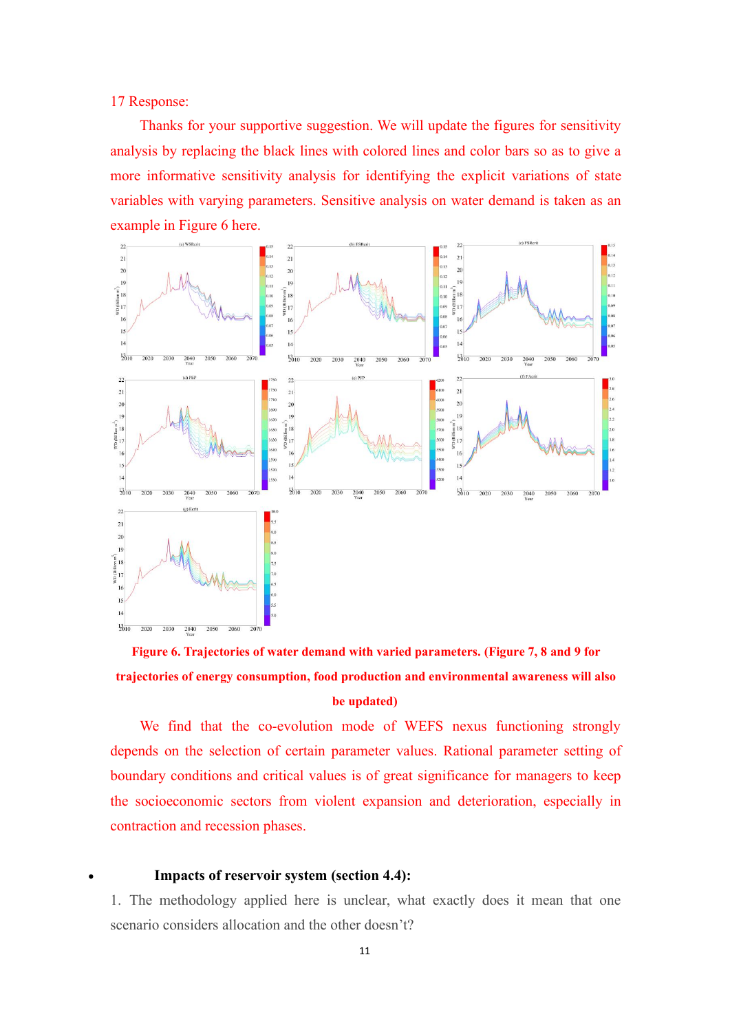17 Response:

Thanks for your supportive suggestion. We will update the figures for sensitivity analysis by replacing the black lines with colored lines and color bars so as to give a more informative sensitivity analysis for identifying the explicit variations of state variables with varying parameters. Sensitive analysis on water demand is taken as an example in Figure 6 here.

**Figure 6. Trajectories of water demand with varied parameters. (Figure 7, 8 and 9 for trajectories of energy consumption, food production and environmental awareness will also be updated)**

We find that the co-evolution mode of WEFS nexus functioning strongly depends on the selection of certain parameter values. Rational parameter setting of boundary conditions and critical values is of great significance for managers to keep the socioeconomic sectors from violent expansion and deterioration, especially in contraction and recession phases.

- **Impacts of reservoir system (section 4.4):**

1. The methodology applied here is unclear, what exactly does it mean that one scenario considers allocation and the other doesn't?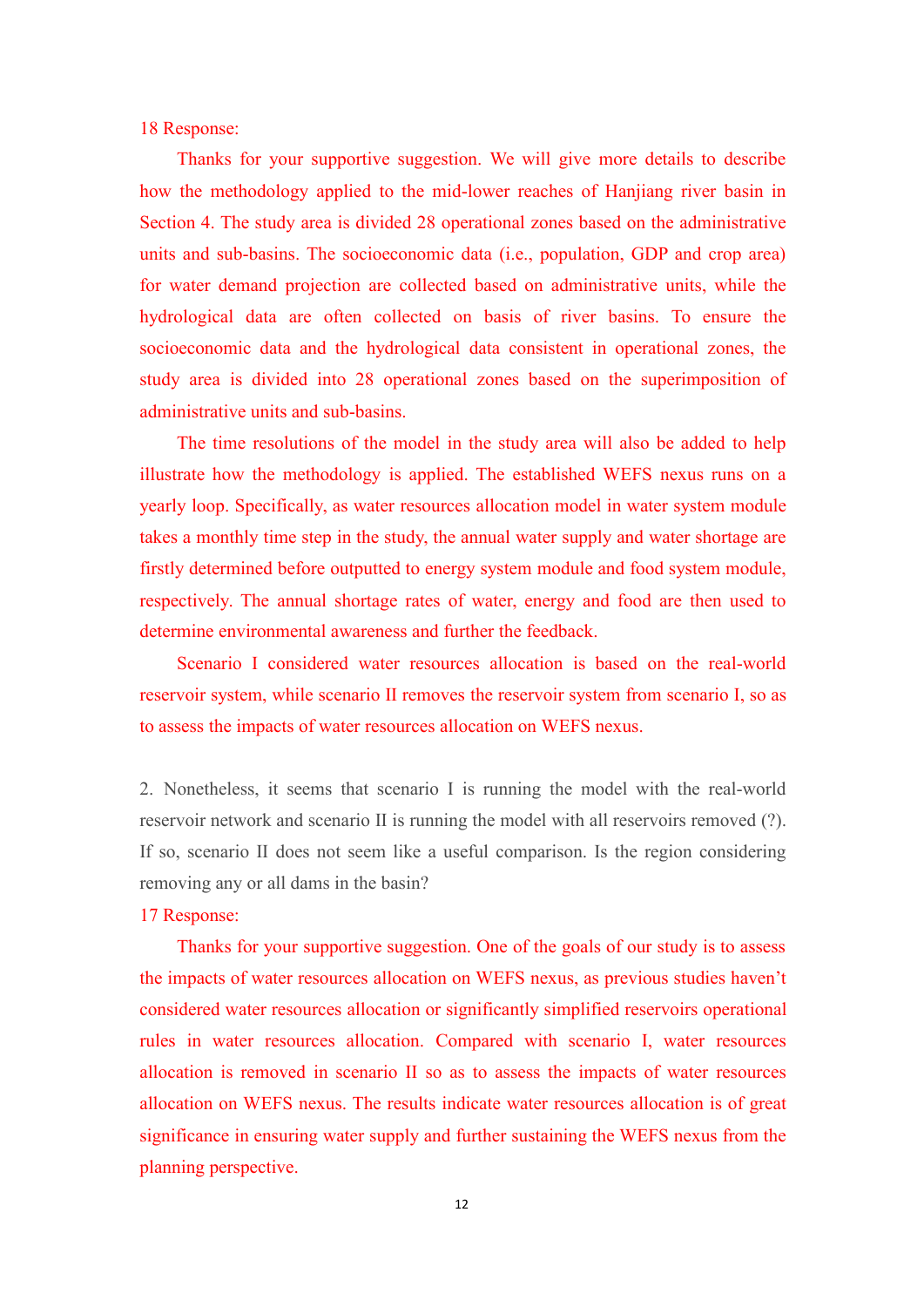18 Response:

Thanks for your supportive suggestion. We will give more details to describe how the methodology applied to the mid-lower reaches of Hanjiang river basin in Section 4. The study area is divided 28 operational zones based on the administrative units and sub-basins. The socioeconomic data (i.e., population, GDP and crop area) for water demand projection are collected based on administrative units, while the hydrological data are often collected on basis of river basins. To ensure the socioeconomic data and the hydrological data consistent in operational zones, the study area is divided into 28 operational zones based on the superimposition of administrative units and sub-basins.

The time resolutions of the model in the study area will also be added to help illustrate how the methodology is applied. The established WEFS nexus runs on a yearly loop. Specifically, as water resources allocation model in water system module takes a monthly time step in the study, the annual water supply and water shortage are firstly determined before outputted to energy system module and food system module, respectively. The annual shortage rates of water, energy and food are then used to determine environmental awareness and further the feedback.

Scenario I considered water resources allocation is based on the real-world reservoir system, while scenario II removes the reservoir system from scenario I, so as to assess the impacts of water resources allocation on WEFS nexus.

2. Nonetheless, it seems that scenario I is running the model with the real-world reservoir network and scenario II is running the model with all reservoirs removed (?). If so, scenario II does not seem like a useful comparison. Is the region considering removing any or all dams in the basin?

17 Response:

Thanks for your supportive suggestion. One of the goals of our study is to assess the impacts of water resources allocation on WEFS nexus, as previous studies haven't considered water resources allocation or significantly simplified reservoirs operational rules in water resources allocation. Compared with scenario I, water resources allocation is removed in scenario II so as to assess the impacts of water resources allocation on WEFS nexus. The results indicate water resources allocation is of great significance in ensuring water supply and further sustaining the WEFS nexus from the planning perspective.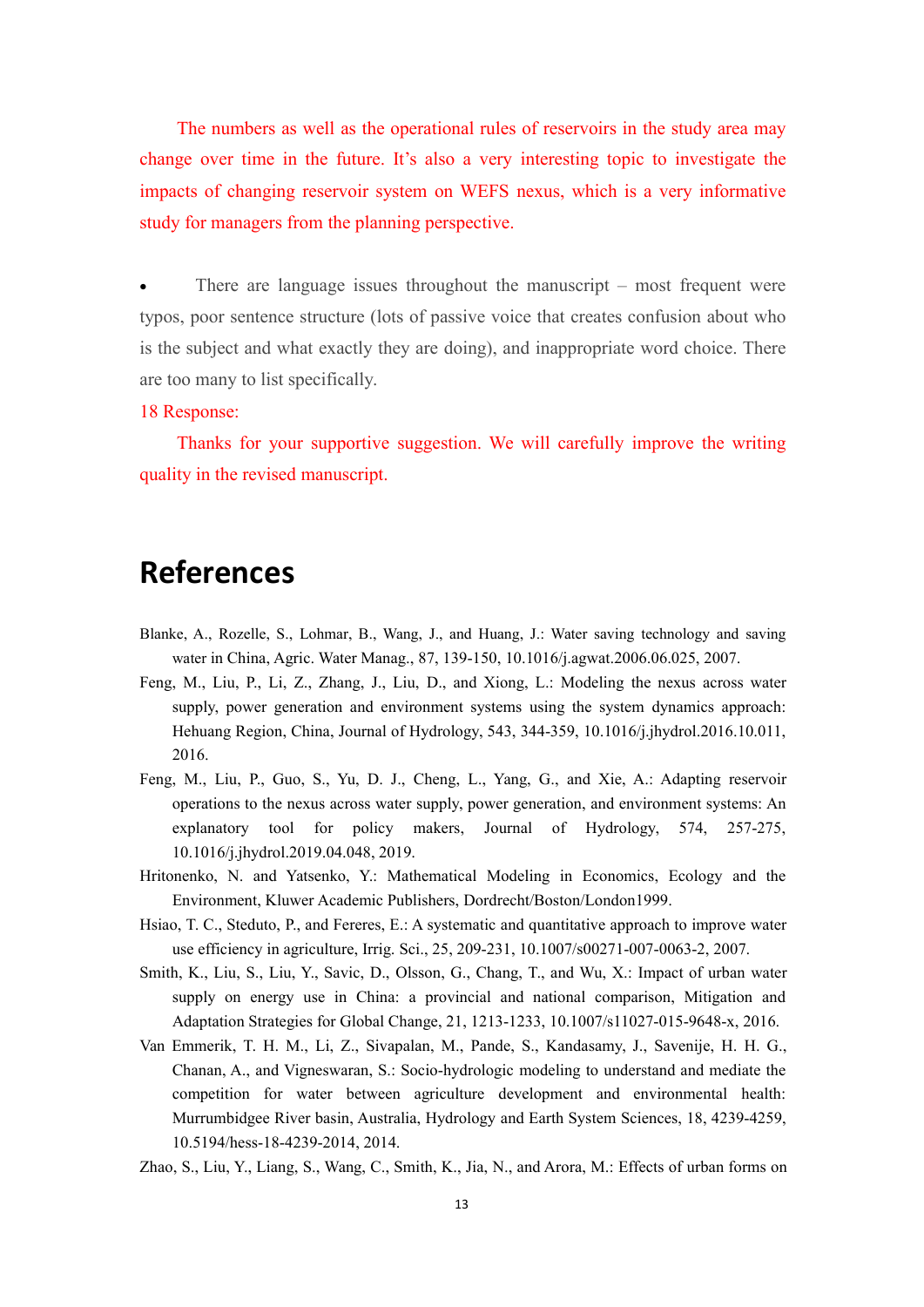The numbers as well as the operational rules of reservoirs in the study area may change over time in the future. It's also a very interesting topic to investigate the impacts of changing reservoir system on WEFS nexus, which is a very informative study for managers from the planning perspective.

- There are language issues throughout the manuscript – most frequent were typos, poor sentence structure (lots of passive voice that creates confusion about who is the subject and what exactly they are doing), and inappropriate word choice. There are too many to list specifically.

18 Response:

Thanks for your supportive suggestion. We will carefully improve the writing quality in the revised manuscript.

# References

Blanke, A., Rozelle, S., Lohmar, B., Wang, J., and Huang, J.: Water saving technology and saving water in China, Agric. Water Manag., 87, 139-150, 10.1016/j.agwat.2006.06.025, 2007.

Feng, M., Liu, P., Li, Z., Zhang, J., Liu, D., and Xiong, L.: Modeling the nexus across water supply, power generation and environment systems using the system dynamics approach: Hehuang Region, China, Journal of Hydrology, 543, 344-359, 10.1016/j.jhydrol.2016.10.011, 2016.

Feng, M., Liu, P., Guo, S., Yu, D. J., Cheng, L., Yang, G., and Xie, A.: Adapting reservoir operations to the nexus across water supply, power generation, and environment systems: An explanatory tool for policy makers, Journal of Hydrology, 574, 257-275, 10.1016/j.jhydrol.2019.04.048, 2019.

Hritonenko, N. and Yatsenko, Y.: Mathematical Modeling in Economics, Ecology and the Environment, Kluwer Academic Publishers, Dordrecht/Boston/London1999.

Hsiao, T. C., Steduto, P., and Fereres, E.: A systematic and quantitative approach to improve water use efficiency in agriculture, Irrig. Sci., 25, 209-231, 10.1007/s00271-007-0063-2, 2007.

Smith, K., Liu, S., Liu, Y., Savic, D., Olsson, G., Chang, T., and Wu, X.: Impact of urban water supply on energy use in China: a provincial and national comparison, Mitigation and Adaptation Strategies for Global Change, 21, 1213-1233, 10.1007/s11027-015-9648-x, 2016.

Van Emmerik, T. H. M., Li, Z., Sivapalan, M., Pande, S., Kandasamy, J., Savenije, H. H. G., Chanan, A., and Vigneswaran, S.: Socio-hydrologic modeling to understand and mediate the competition for water between agriculture development and environmental health: Murrumbidgee River basin, Australia, Hydrology and Earth System Sciences, 18, 4239-4259, 10.5194/hess-18-4239-2014, 2014.

Zhao, S., Liu, Y., Liang, S., Wang, C., Smith, K., Jia, N., and Arora, M.: Effects of urban forms on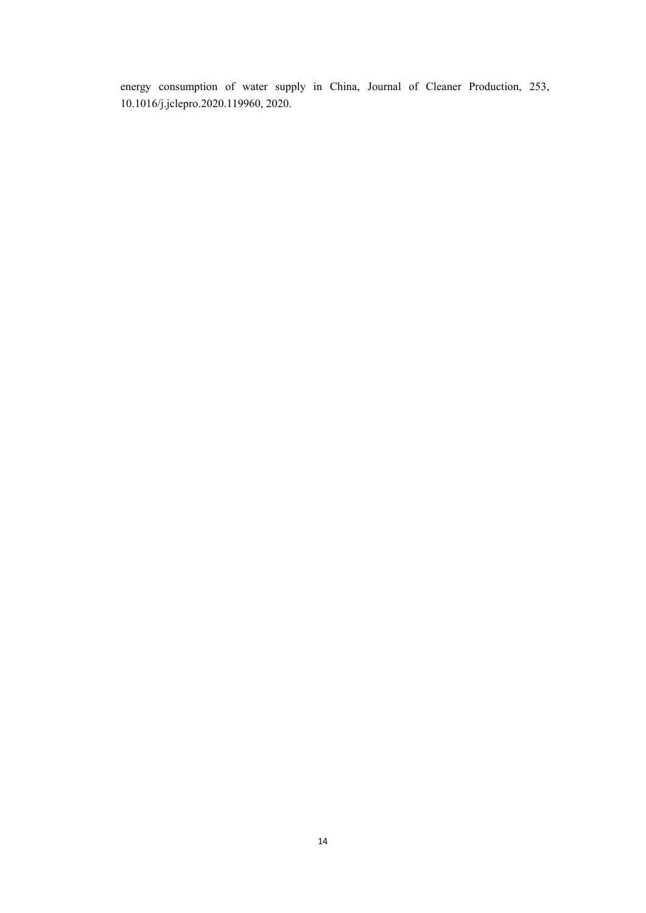energy consumption of water supply in China, Journal of Cleaner Production, 253, 10.1016/j.jclepro.2020.119960, 2020.